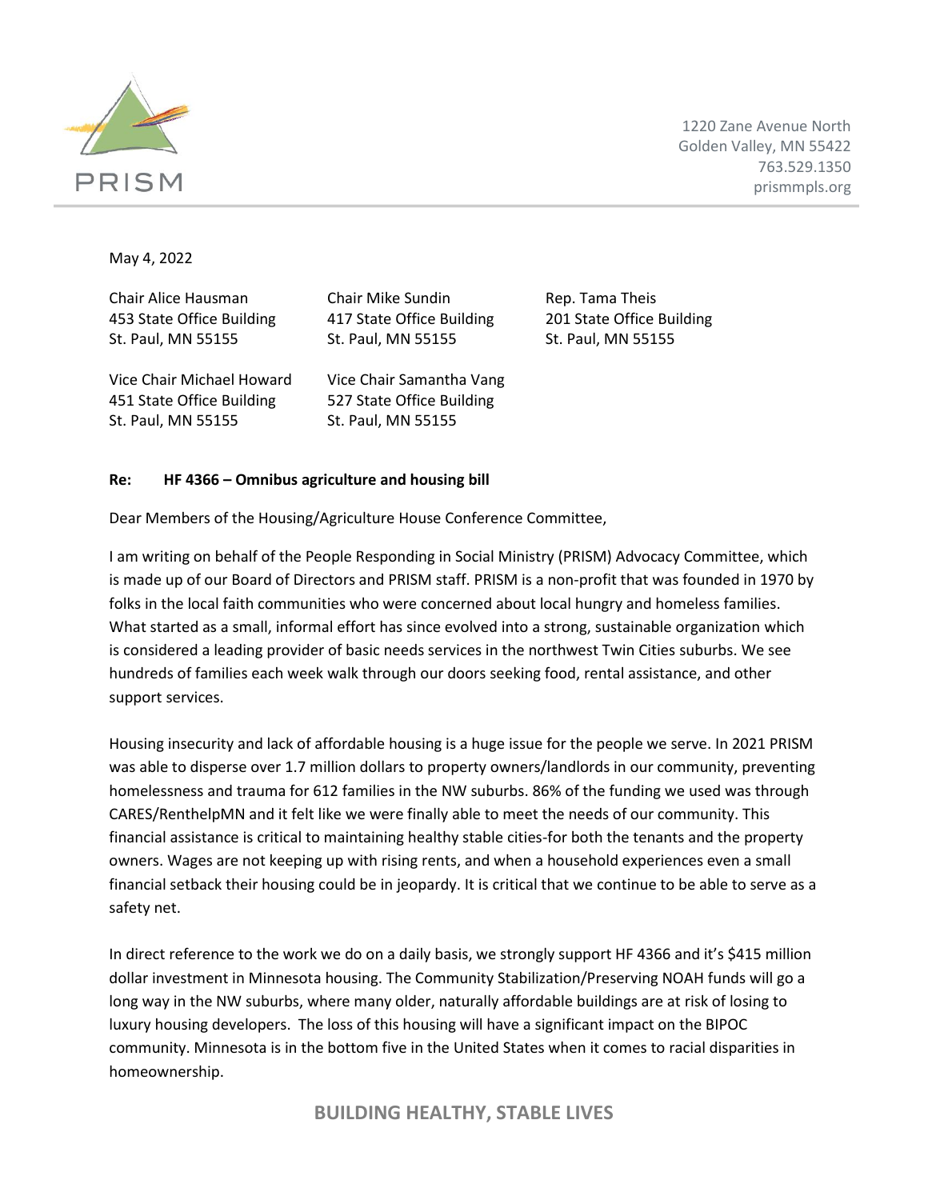PRISM

1220 Zane Avenue North
Golden Valley, MN 55422
763.529.1350
prismmpls.org

May 4, 2022

Chair Alice Hausman
453 State Office Building
St. Paul, MN 55155

Chair Mike Sundin
417 State Office Building
St. Paul, MN 55155

Rep. Tama Theis
201 State Office Building
St. Paul, MN 55155

Vice Chair Michael Howard
451 State Office Building
St. Paul, MN 55155

Vice Chair Samantha Vang
527 State Office Building
St. Paul, MN 55155

**Re: HF 4366 – Omnibus agriculture and housing bill**

Dear Members of the Housing/Agriculture House Conference Committee,

I am writing on behalf of the People Responding in Social Ministry (PRISM) Advocacy Committee, which is made up of our Board of Directors and PRISM staff. PRISM is a non-profit that was founded in 1970 by folks in the local faith communities who were concerned about local hungry and homeless families. What started as a small, informal effort has since evolved into a strong, sustainable organization which is considered a leading provider of basic needs services in the northwest Twin Cities suburbs. We see hundreds of families each week walk through our doors seeking food, rental assistance, and other support services.

Housing insecurity and lack of affordable housing is a huge issue for the people we serve. In 2021 PRISM was able to disperse over 1.7 million dollars to property owners/landlords in our community, preventing homelessness and trauma for 612 families in the NW suburbs. 86% of the funding we used was through CARES/RenthelpMN and it felt like we were finally able to meet the needs of our community. This financial assistance is critical to maintaining healthy stable cities-for both the tenants and the property owners. Wages are not keeping up with rising rents, and when a household experiences even a small financial setback their housing could be in jeopardy. It is critical that we continue to be able to serve as a safety net.

In direct reference to the work we do on a daily basis, we strongly support HF 4366 and it's $415 million dollar investment in Minnesota housing. The Community Stabilization/Preserving NOAH funds will go a long way in the NW suburbs, where many older, naturally affordable buildings are at risk of losing to luxury housing developers. The loss of this housing will have a significant impact on the BIPOC community. Minnesota is in the bottom five in the United States when it comes to racial disparities in homeownership.

**BUILDING HEALTHY, STABLE LIVES**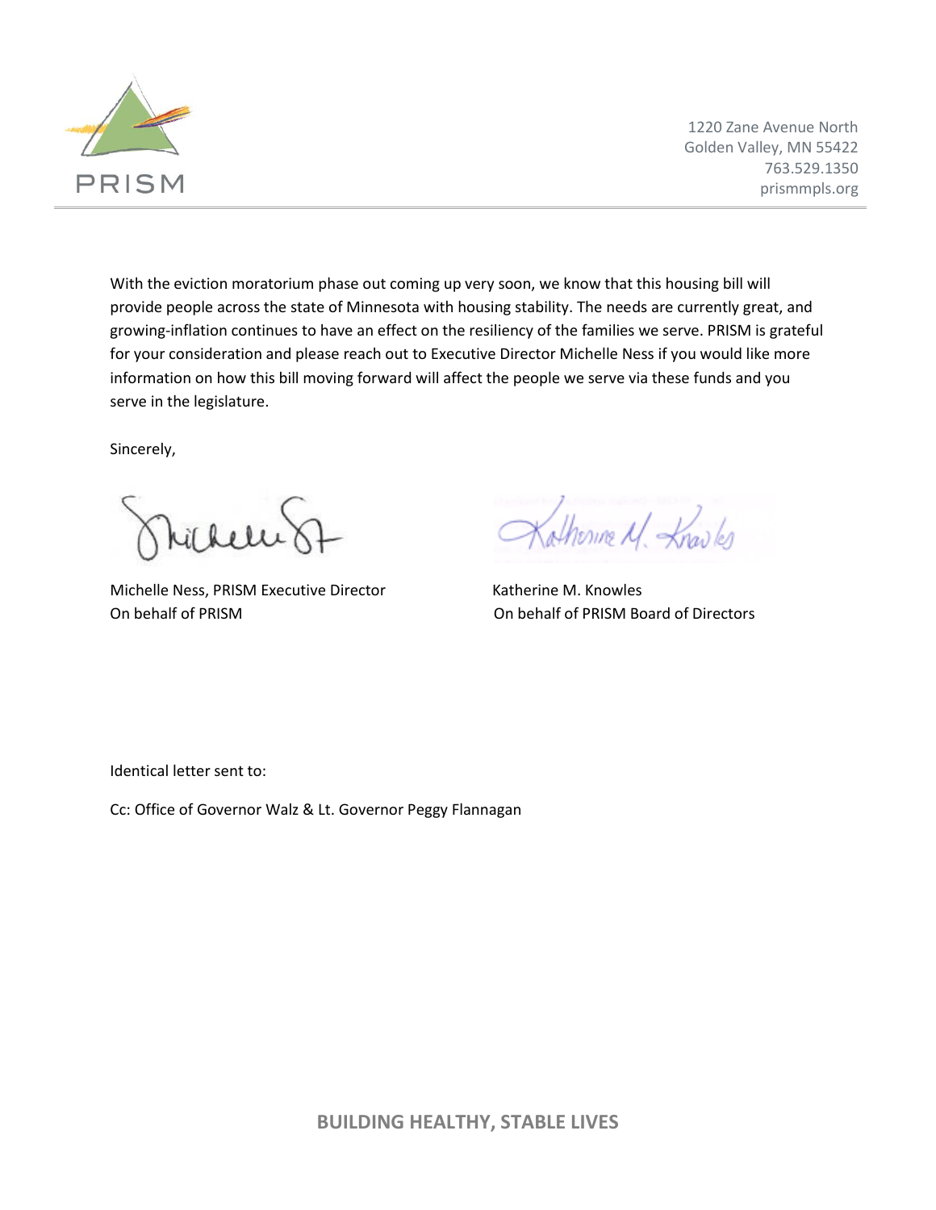PRISM

1220 Zane Avenue North
Golden Valley, MN 55422
763.529.1350
prismmpls.org

With the eviction moratorium phase out coming up very soon, we know that this housing bill will provide people across the state of Minnesota with housing stability. The needs are currently great, and growing-inflation continues to have an effect on the resiliency of the families we serve. PRISM is grateful for your consideration and please reach out to Executive Director Michelle Ness if you would like more information on how this bill moving forward will affect the people we serve via these funds and you serve in the legislature.

Sincerely,

Michelle Ness, PRISM Executive Director
On behalf of PRISM

Katherine M. Knowles
On behalf of PRISM Board of Directors

Identical letter sent to:

Cc: Office of Governor Walz & Lt. Governor Peggy Flannagan

**BUILDING HEALTHY, STABLE LIVES**